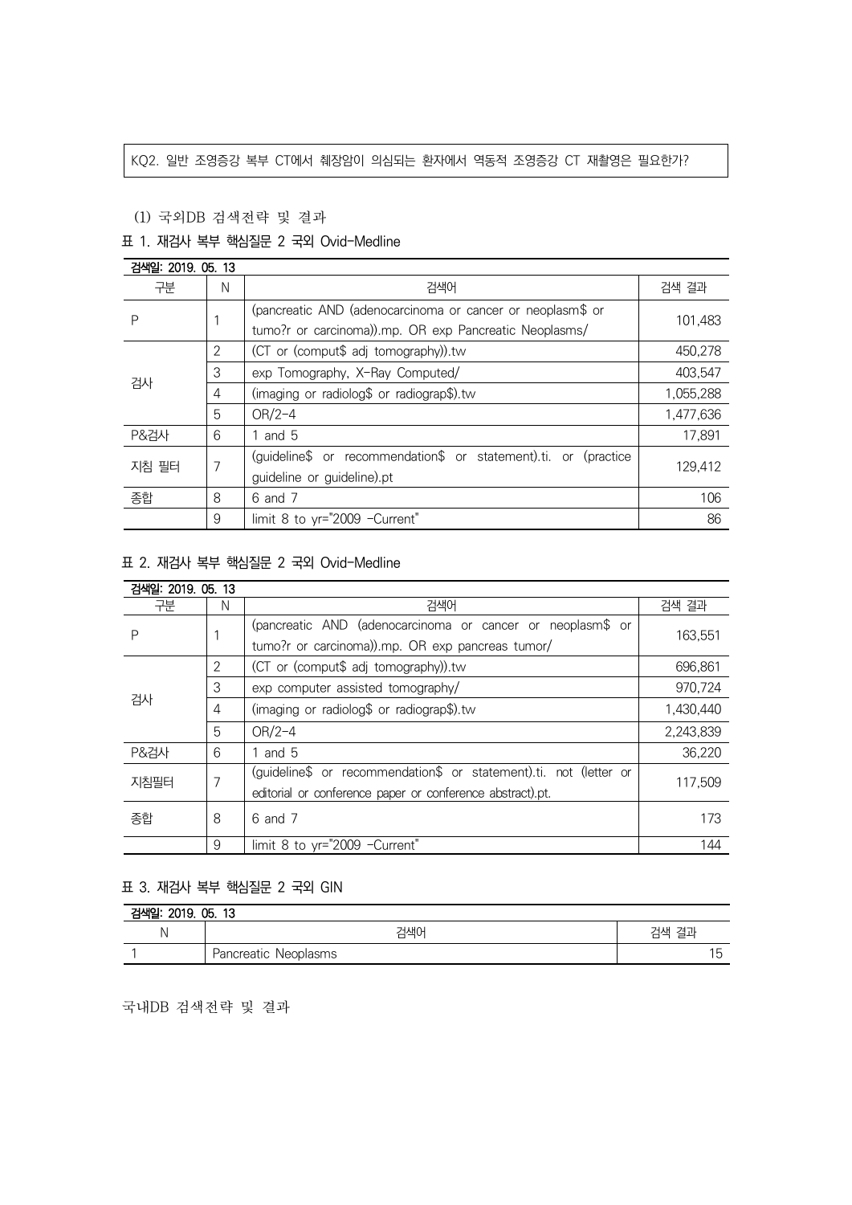KQ2. 일반 조영증강 복부 CT에서 췌장암이 의심되는 환자에서 역동적 조영증강 CT 재촬영은 필요한가?

(1) 국외DB 검색전략 및 결과

표 1. 재검사 복부 핵심질문 2 국외 Ovid-Medline

검색일: 2019. 05. 13

| 구분 | N | 검색어 | 검색 결과 |
|---|---|---|---|
| P | 1 | (pancreatic AND (adenocarcinoma or cancer or neoplasm$ or tumo?r or carcinoma)).mp. OR exp Pancreatic Neoplasms/ | 101,483 |
| 검사 | 2 | (CT or (comput$ adj tomography)).tw | 450,278 |
| | 3 | exp Tomography, X-Ray Computed/ | 403,547 |
| | 4 | (imaging or radiolog$ or radiograp$).tw | 1,055,288 |
| | 5 | OR/2-4 | 1,477,636 |
| P&검사 | 6 | 1 and 5 | 17,891 |
| 지침 필터 | 7 | (guideline$ or recommendation$ or statement).ti. or (practice guideline or guideline).pt | 129,412 |
| 종합 | 8 | 6 and 7 | 106 |
| | 9 | limit 8 to yr="2009 -Current" | 86 |

표 2. 재검사 복부 핵심질문 2 국외 Ovid-Medline

검색일: 2019. 05. 13

| 구분 | N | 검색어 | 검색 결과 |
|---|---|---|---|
| P | 1 | (pancreatic AND (adenocarcinoma or cancer or neoplasm$ or tumo?r or carcinoma)).mp. OR exp pancreas tumor/ | 163,551 |
| 검사 | 2 | (CT or (comput$ adj tomography)).tw | 696,861 |
| | 3 | exp computer assisted tomography/ | 970,724 |
| | 4 | (imaging or radiolog$ or radiograp$).tw | 1,430,440 |
| | 5 | OR/2-4 | 2,243,839 |
| P&검사 | 6 | 1 and 5 | 36,220 |
| 지침필터 | 7 | (guideline$ or recommendation$ or statement).ti. not (letter or editorial or conference paper or conference abstract).pt. | 117,509 |
| 종합 | 8 | 6 and 7 | 173 |
| | 9 | limit 8 to yr="2009 -Current" | 144 |

표 3. 재검사 복부 핵심질문 2 국외 GIN

검색일: 2019. 05. 13

| N | 검색어 | 검색 결과 |
|---|---|---|
| 1 | Pancreatic Neoplasms | 15 |

국내DB 검색전략 및 결과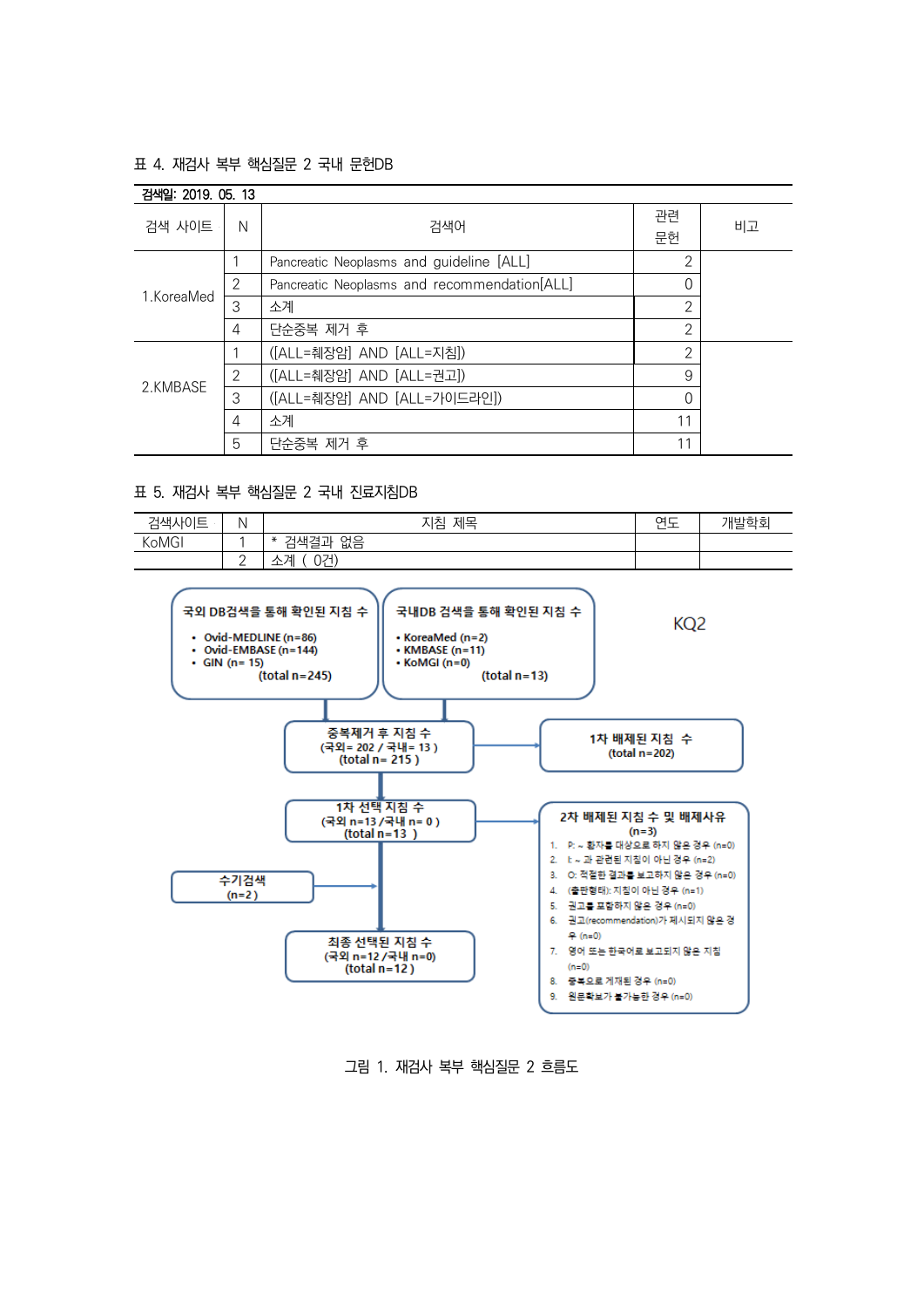표 4. 재검사 복부 핵심질문 2 국내 문헌DB

검색일: 2019. 05. 13

| 검색 사이트 | N | 검색어 | 관련 문헌 | 비고 |
|---|---|---|---|---|
| 1.KoreaMed | 1 | Pancreatic Neoplasms and guideline [ALL] | 2 | |
| | 2 | Pancreatic Neoplasms and recommendation[ALL] | 0 | |
| | 3 | 소계 | 2 | |
| | 4 | 단순중복 제거 후 | 2 | |
| 2.KMBASE | 1 | ([ALL=췌장암] AND [ALL=지침]) | 2 | |
| | 2 | ([ALL=췌장암] AND [ALL=권고]) | 9 | |
| | 3 | ([ALL=췌장암] AND [ALL=가이드라인]) | 0 | |
| | 4 | 소계 | 11 | |
| | 5 | 단순중복 제거 후 | 11 | |

표 5. 재검사 복부 핵심질문 2 국내 진료지침DB

| 검색사이트 | N | 지침 제목 | 연도 | 개발학회 |
|---|---|---|---|---|
| KoMGI | 1 | * 검색결과 없음 | | |
| | 2 | 소계 ( 0건) | | |

KQ2

국외 DB검색을 통해 확인된 지침 수
- Ovid-MEDLINE (n=86)
- Ovid-EMBASE (n=144)
- GIN (n= 15)

(total n=245)

국내DB 검색을 통해 확인된 지침 수
- KoreaMed (n=2)
- KMBASE (n=11)
- KoMGI (n=0)

(total n=13)

중복제거 후 지침 수
(국외= 202 / 국내= 13 )
(total n= 215 )

1차 배제된 지침 수
(total n=202)

1차 선택 지침 수
(국외 n=13 /국내 n= 0 )
(total n=13 )

2차 배제된 지침 수 및 배제사유
(n=3)
1. P: ~ 환자를 대상으로 하지 않은 경우 (n=0)
2. I: ~ 과 관련된 지침이 아닌 경우 (n=2)
3. O: 적절한 결과를 보고하지 않은 경우 (n=0)
4. (출판형태): 지침이 아닌 경우 (n=1)
5. 권고를 포함하지 않은 경우 (n=0)
6. 권고(recommendation)가 제시되지 않은 경우 (n=0)
7. 영어 또는 한국어로 보고되지 않은 지침 (n=0)
8. 중복으로 게재된 경우 (n=0)
9. 원문확보가 불가능한 경우 (n=0)

수기검색
(n=2 )

최종 선택된 지침 수
(국외 n=12 /국내 n=0)
(total n=12 )

그림 1. 재검사 복부 핵심질문 2 흐름도